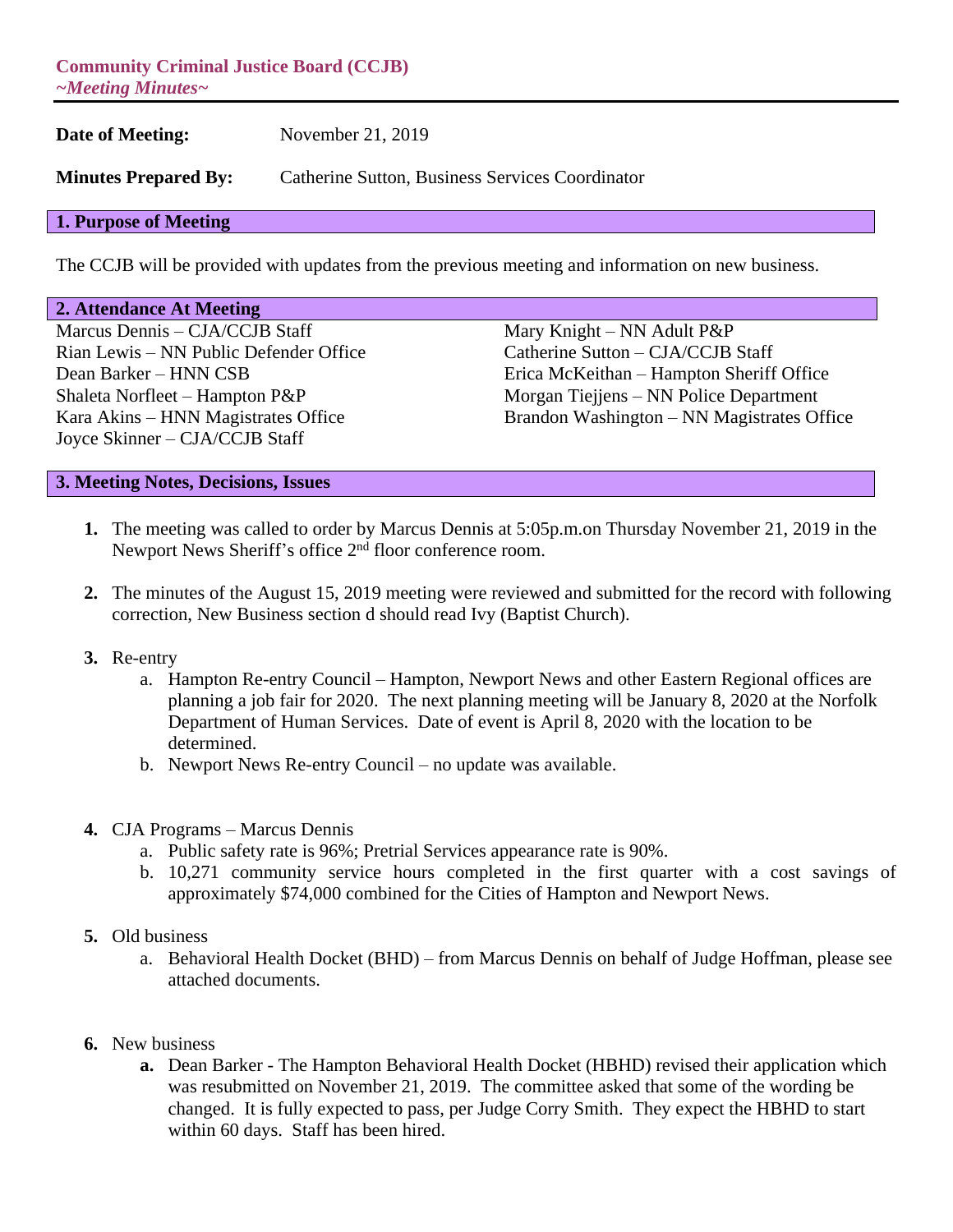**Community Criminal Justice Board (CCJB)**
***~Meeting Minutes~***

**Date of Meeting:** November 21, 2019

**Minutes Prepared By:** Catherine Sutton, Business Services Coordinator

## 1. Purpose of Meeting

The CCJB will be provided with updates from the previous meeting and information on new business.

## 2. Attendance At Meeting

Marcus Dennis – CJA/CCJB Staff
Rian Lewis – NN Public Defender Office
Dean Barker – HNN CSB
Shaleta Norfleet – Hampton P&P
Kara Akins – HNN Magistrates Office
Joyce Skinner – CJA/CCJB Staff
Mary Knight – NN Adult P&P
Catherine Sutton – CJA/CCJB Staff
Erica McKeithan – Hampton Sheriff Office
Morgan Tiejjens – NN Police Department
Brandon Washington – NN Magistrates Office

## 3. Meeting Notes, Decisions, Issues

1. The meeting was called to order by Marcus Dennis at 5:05p.m.on Thursday November 21, 2019 in the Newport News Sheriff's office 2nd floor conference room.

2. The minutes of the August 15, 2019 meeting were reviewed and submitted for the record with following correction, New Business section d should read Ivy (Baptist Church).

3. Re-entry
   a. Hampton Re-entry Council – Hampton, Newport News and other Eastern Regional offices are planning a job fair for 2020. The next planning meeting will be January 8, 2020 at the Norfolk Department of Human Services. Date of event is April 8, 2020 with the location to be determined.
   b. Newport News Re-entry Council – no update was available.

4. CJA Programs – Marcus Dennis
   a. Public safety rate is 96%; Pretrial Services appearance rate is 90%.
   b. 10,271 community service hours completed in the first quarter with a cost savings of approximately $74,000 combined for the Cities of Hampton and Newport News.

5. Old business
   a. Behavioral Health Docket (BHD) – from Marcus Dennis on behalf of Judge Hoffman, please see attached documents.

6. New business
   **a.** Dean Barker - The Hampton Behavioral Health Docket (HBHD) revised their application which was resubmitted on November 21, 2019. The committee asked that some of the wording be changed. It is fully expected to pass, per Judge Corry Smith. They expect the HBHD to start within 60 days. Staff has been hired.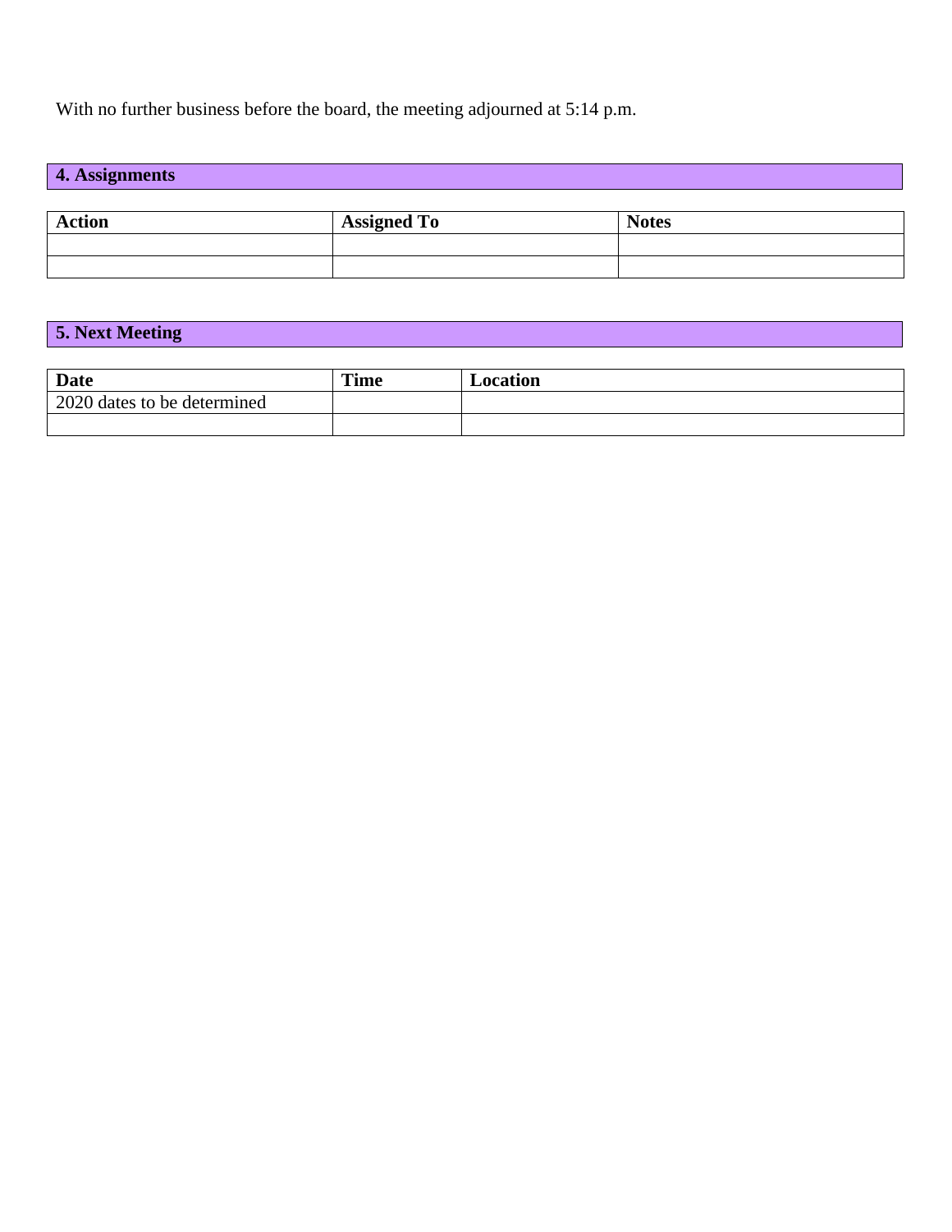With no further business before the board, the meeting adjourned at 5:14 p.m.

## 4. Assignments

| Action | Assigned To | Notes |
|---|---|---|
| | | |
| | | |

## 5. Next Meeting

| Date | Time | Location |
|---|---|---|
| 2020 dates to be determined | | |
| | | |